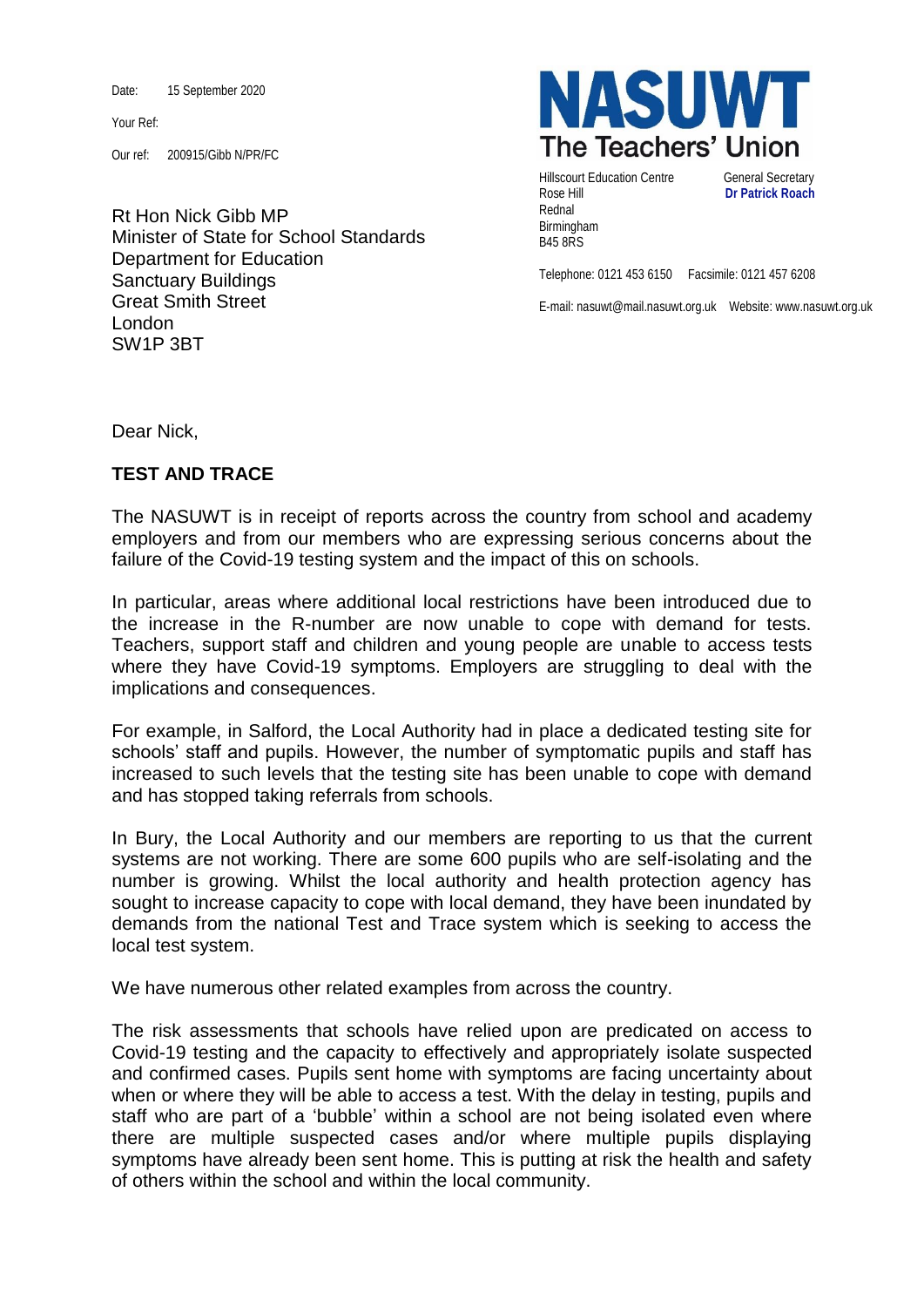Date: 15 September 2020

Your Ref:

Our ref: 200915/Gibb N/PR/FC

**NASUWT**
**The Teachers' Union**

Hillscourt Education Centre
Rose Hill
Rednal
Birmingham
B45 8RS

General Secretary
**Dr Patrick Roach**

Telephone: 0121 453 6150 Facsimile: 0121 457 6208

E-mail: nasuwt@mail.nasuwt.org.uk Website: www.nasuwt.org.uk

Rt Hon Nick Gibb MP
Minister of State for School Standards
Department for Education
Sanctuary Buildings
Great Smith Street
London
SW1P 3BT

Dear Nick,

**TEST AND TRACE**

The NASUWT is in receipt of reports across the country from school and academy employers and from our members who are expressing serious concerns about the failure of the Covid-19 testing system and the impact of this on schools.

In particular, areas where additional local restrictions have been introduced due to the increase in the R-number are now unable to cope with demand for tests. Teachers, support staff and children and young people are unable to access tests where they have Covid-19 symptoms. Employers are struggling to deal with the implications and consequences.

For example, in Salford, the Local Authority had in place a dedicated testing site for schools' staff and pupils. However, the number of symptomatic pupils and staff has increased to such levels that the testing site has been unable to cope with demand and has stopped taking referrals from schools.

In Bury, the Local Authority and our members are reporting to us that the current systems are not working. There are some 600 pupils who are self-isolating and the number is growing. Whilst the local authority and health protection agency has sought to increase capacity to cope with local demand, they have been inundated by demands from the national Test and Trace system which is seeking to access the local test system.

We have numerous other related examples from across the country.

The risk assessments that schools have relied upon are predicated on access to Covid-19 testing and the capacity to effectively and appropriately isolate suspected and confirmed cases. Pupils sent home with symptoms are facing uncertainty about when or where they will be able to access a test. With the delay in testing, pupils and staff who are part of a 'bubble' within a school are not being isolated even where there are multiple suspected cases and/or where multiple pupils displaying symptoms have already been sent home. This is putting at risk the health and safety of others within the school and within the local community.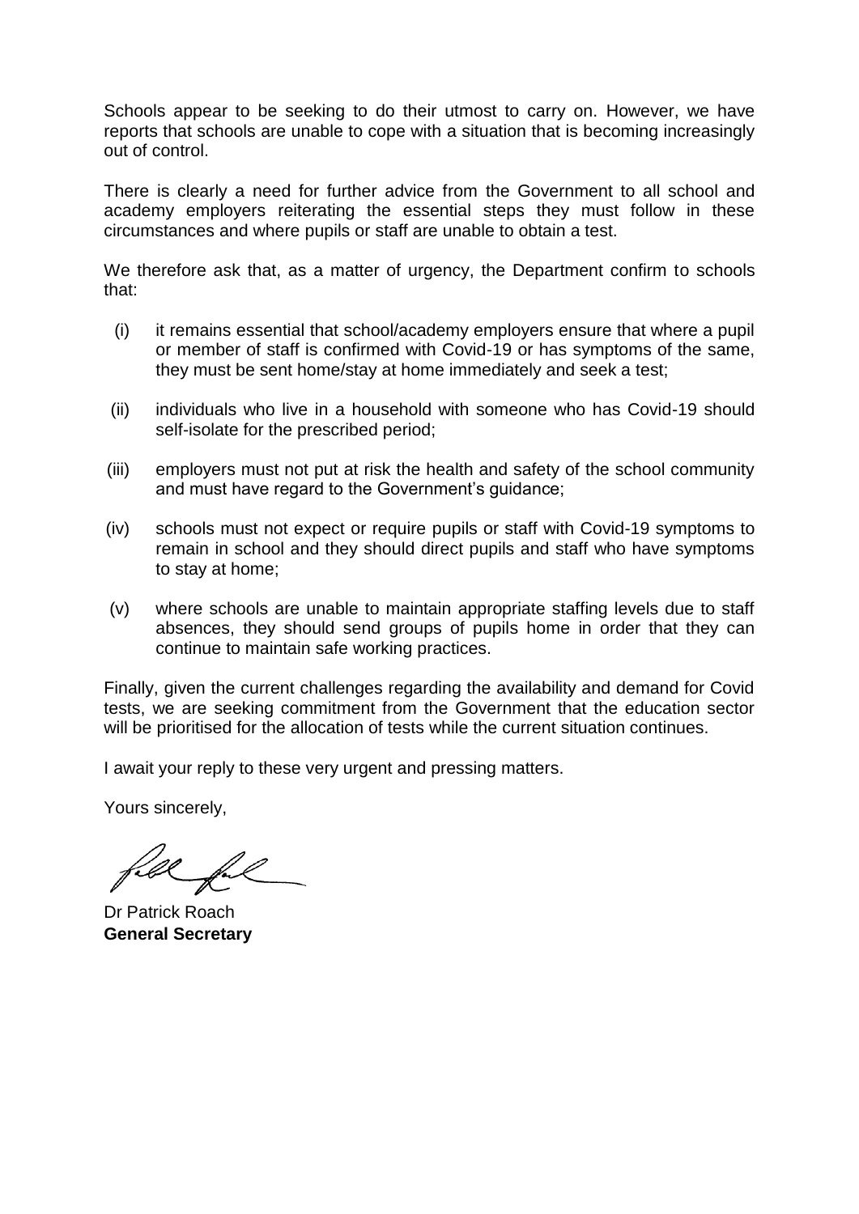Schools appear to be seeking to do their utmost to carry on. However, we have reports that schools are unable to cope with a situation that is becoming increasingly out of control.

There is clearly a need for further advice from the Government to all school and academy employers reiterating the essential steps they must follow in these circumstances and where pupils or staff are unable to obtain a test.

We therefore ask that, as a matter of urgency, the Department confirm to schools that:

(i) it remains essential that school/academy employers ensure that where a pupil or member of staff is confirmed with Covid-19 or has symptoms of the same, they must be sent home/stay at home immediately and seek a test;

(ii) individuals who live in a household with someone who has Covid-19 should self-isolate for the prescribed period;

(iii) employers must not put at risk the health and safety of the school community and must have regard to the Government's guidance;

(iv) schools must not expect or require pupils or staff with Covid-19 symptoms to remain in school and they should direct pupils and staff who have symptoms to stay at home;

(v) where schools are unable to maintain appropriate staffing levels due to staff absences, they should send groups of pupils home in order that they can continue to maintain safe working practices.

Finally, given the current challenges regarding the availability and demand for Covid tests, we are seeking commitment from the Government that the education sector will be prioritised for the allocation of tests while the current situation continues.

I await your reply to these very urgent and pressing matters.

Yours sincerely,

Dr Patrick Roach
**General Secretary**